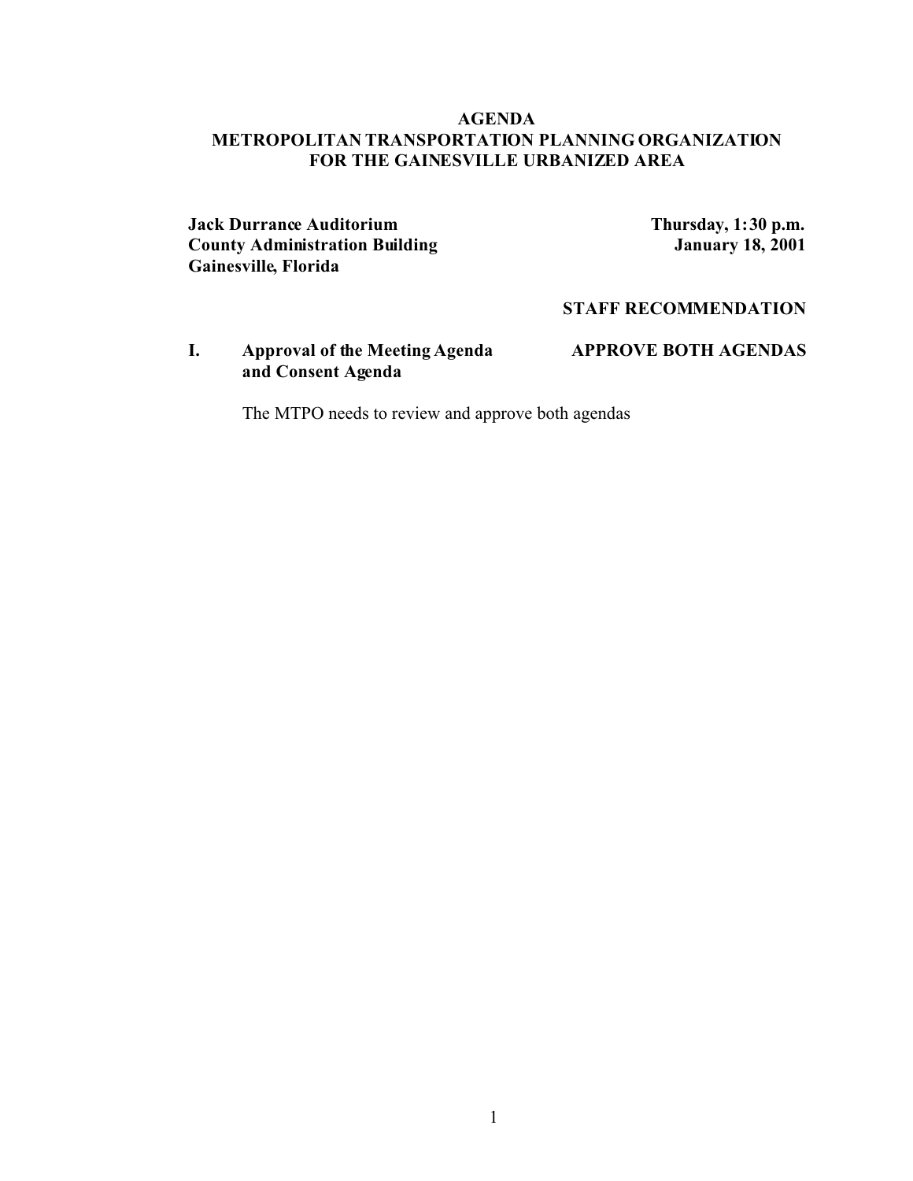# AGENDA
## METROPOLITAN TRANSPORTATION PLANNING ORGANIZATION FOR THE GAINESVILLE URBANIZED AREA

**Jack Durrance Auditorium**
**County Administration Building**
**Gainesville, Florida**

**Thursday, 1:30 p.m.**
**January 18, 2001**

**STAFF RECOMMENDATION**

**I. Approval of the Meeting Agenda and Consent Agenda** — **APPROVE BOTH AGENDAS**

The MTPO needs to review and approve both agendas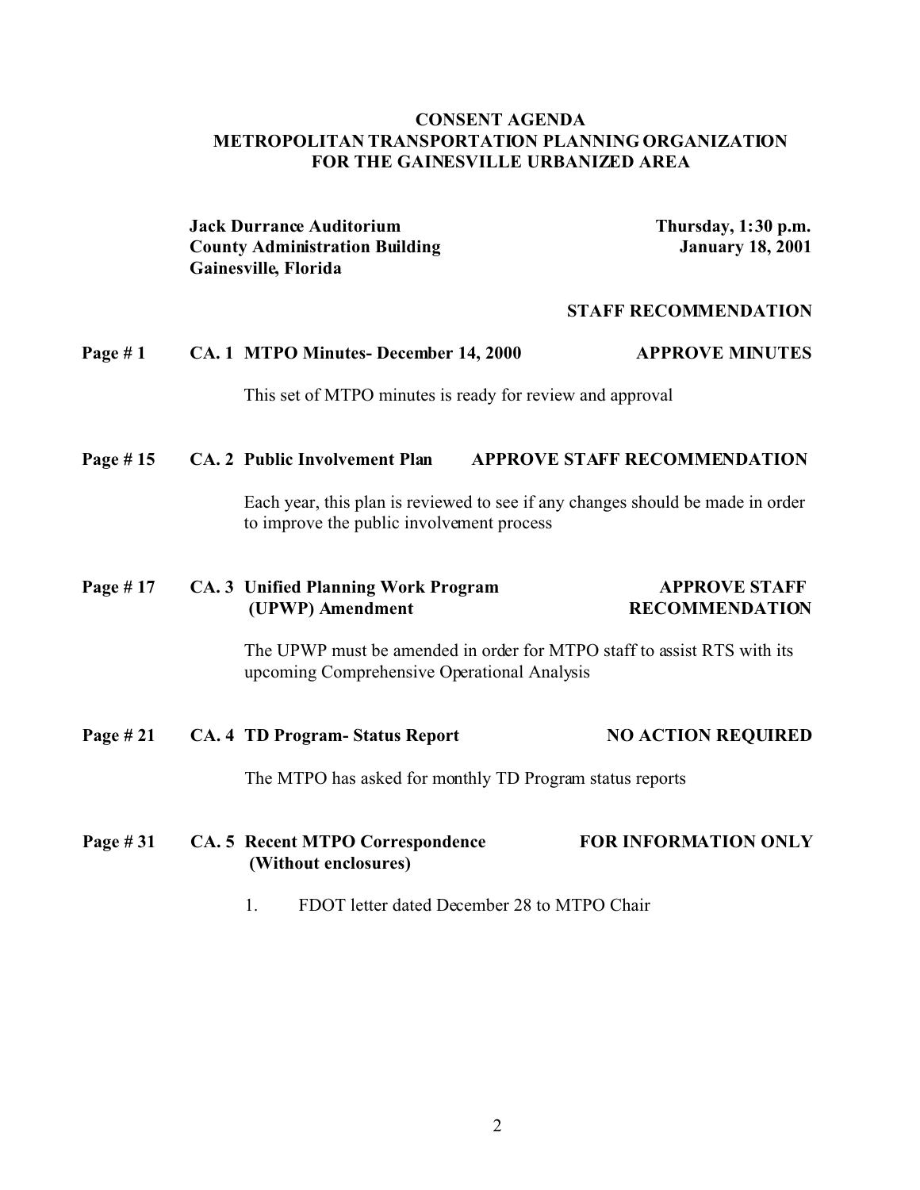# CONSENT AGENDA
# METROPOLITAN TRANSPORTATION PLANNING ORGANIZATION
# FOR THE GAINESVILLE URBANIZED AREA

**Jack Durrance Auditorium**
**County Administration Building**
**Gainesville, Florida**

**Thursday, 1:30 p.m.**
**January 18, 2001**

**STAFF RECOMMENDATION**

**Page # 1 CA. 1 MTPO Minutes- December 14, 2000 — APPROVE MINUTES**

This set of MTPO minutes is ready for review and approval

**Page # 15 CA. 2 Public Involvement Plan — APPROVE STAFF RECOMMENDATION**

Each year, this plan is reviewed to see if any changes should be made in order to improve the public involvement process

**Page # 17 CA. 3 Unified Planning Work Program (UPWP) Amendment — APPROVE STAFF RECOMMENDATION**

The UPWP must be amended in order for MTPO staff to assist RTS with its upcoming Comprehensive Operational Analysis

**Page # 21 CA. 4 TD Program- Status Report — NO ACTION REQUIRED**

The MTPO has asked for monthly TD Program status reports

**Page # 31 CA. 5 Recent MTPO Correspondence (Without enclosures) — FOR INFORMATION ONLY**

1. FDOT letter dated December 28 to MTPO Chair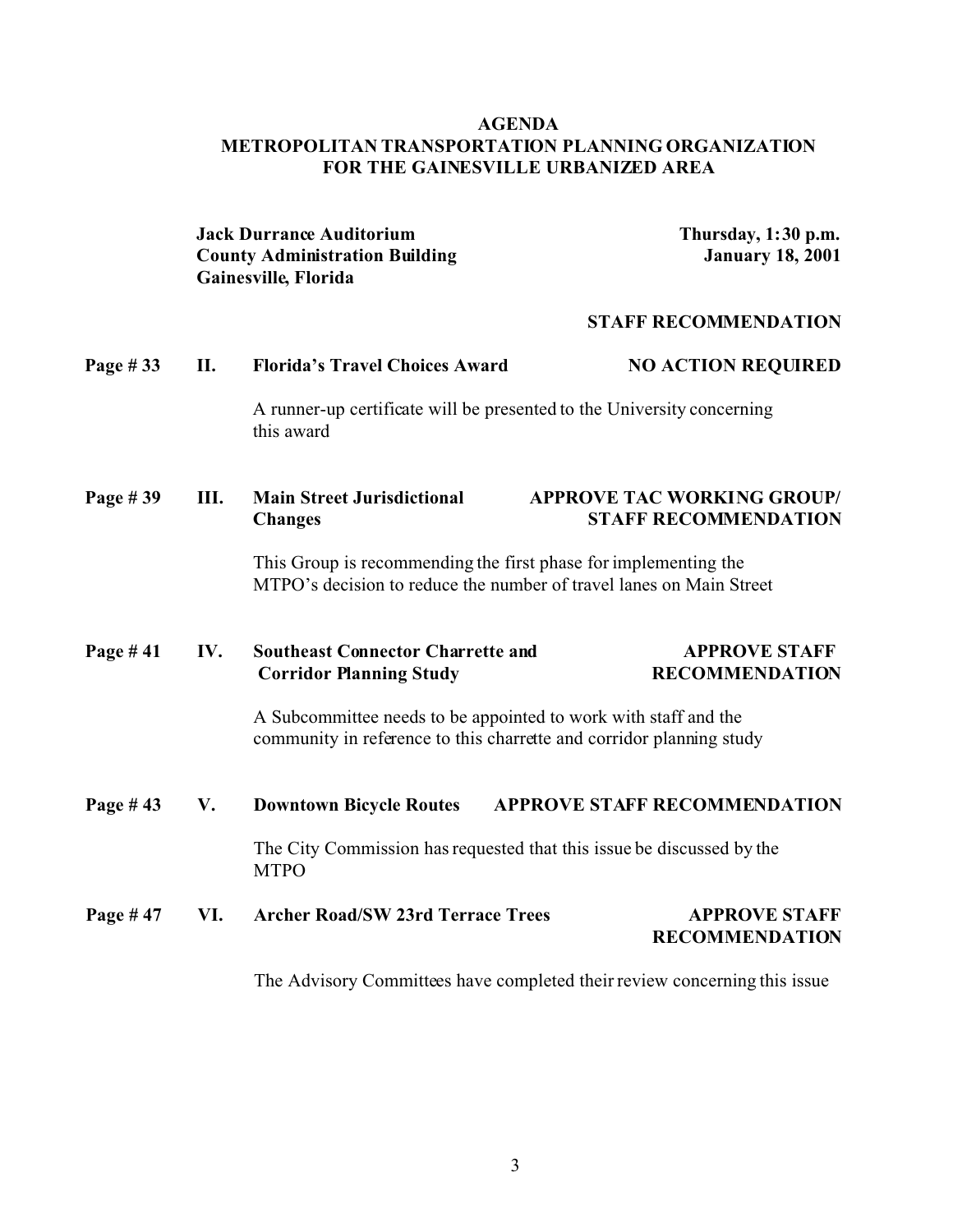# AGENDA
## METROPOLITAN TRANSPORTATION PLANNING ORGANIZATION FOR THE GAINESVILLE URBANIZED AREA

**Jack Durrance Auditorium**
**County Administration Building**
**Gainesville, Florida**

**Thursday, 1:30 p.m.**
**January 18, 2001**

**STAFF RECOMMENDATION**

**Page # 33 II. Florida's Travel Choices Award** — **NO ACTION REQUIRED**

A runner-up certificate will be presented to the University concerning this award

**Page # 39 III. Main Street Jurisdictional Changes** — **APPROVE TAC WORKING GROUP/ STAFF RECOMMENDATION**

This Group is recommending the first phase for implementing the MTPO's decision to reduce the number of travel lanes on Main Street

**Page # 41 IV. Southeast Connector Charrette and Corridor Planning Study** — **APPROVE STAFF RECOMMENDATION**

A Subcommittee needs to be appointed to work with staff and the community in reference to this charrette and corridor planning study

**Page # 43 V. Downtown Bicycle Routes** — **APPROVE STAFF RECOMMENDATION**

The City Commission has requested that this issue be discussed by the MTPO

**Page # 47 VI. Archer Road/SW 23rd Terrace Trees** — **APPROVE STAFF RECOMMENDATION**

The Advisory Committees have completed their review concerning this issue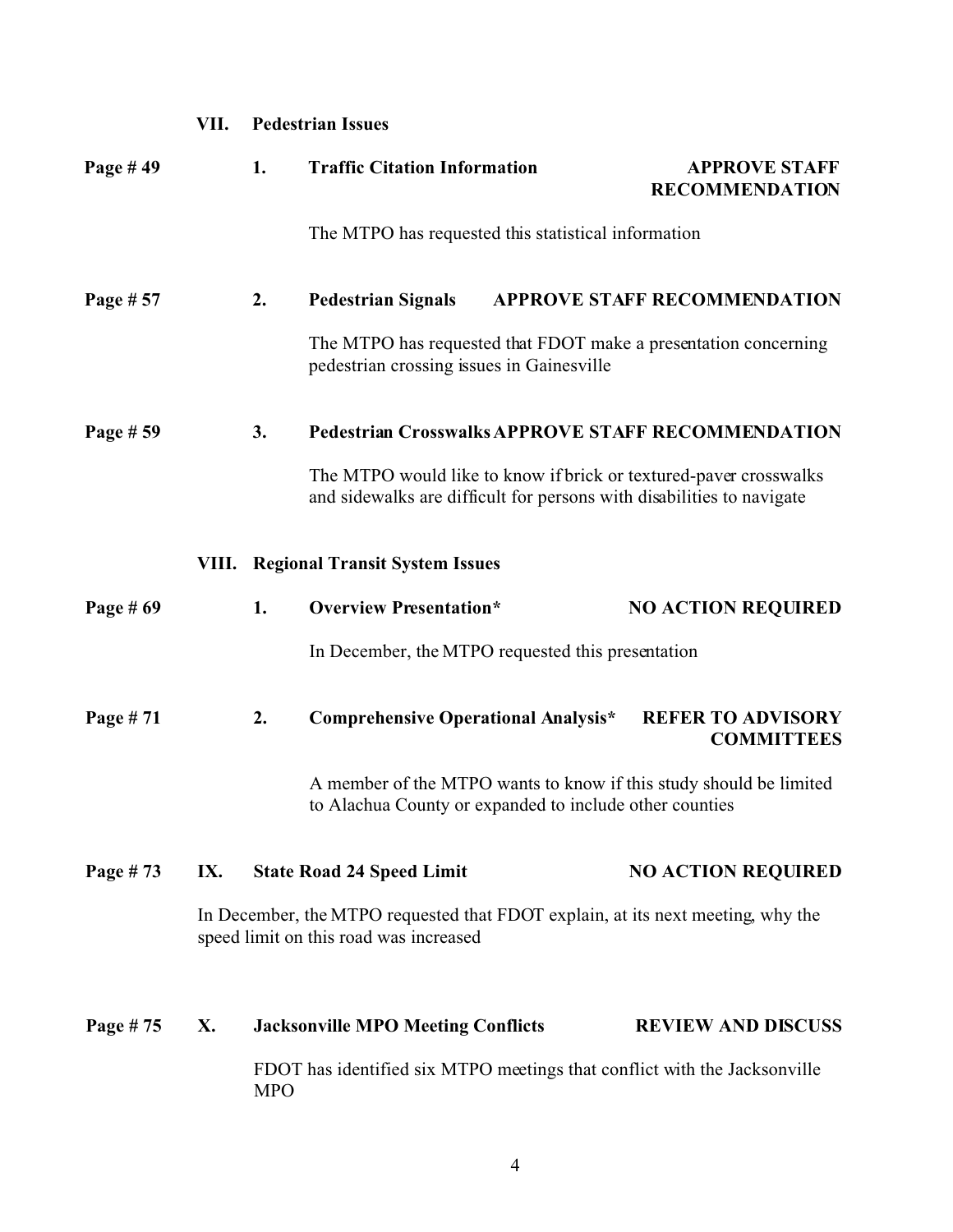## VII. Pedestrian Issues

**Page # 49** **1. Traffic Citation Information** **APPROVE STAFF RECOMMENDATION**

The MTPO has requested this statistical information

**Page # 57** **2. Pedestrian Signals** **APPROVE STAFF RECOMMENDATION**

The MTPO has requested that FDOT make a presentation concerning pedestrian crossing issues in Gainesville

**Page # 59** **3. Pedestrian Crosswalks** **APPROVE STAFF RECOMMENDATION**

The MTPO would like to know if brick or textured-paver crosswalks and sidewalks are difficult for persons with disabilities to navigate

## VIII. Regional Transit System Issues

**Page # 69** **1. Overview Presentation*** **NO ACTION REQUIRED**

In December, the MTPO requested this presentation

**Page # 71** **2. Comprehensive Operational Analysis*** **REFER TO ADVISORY COMMITTEES**

A member of the MTPO wants to know if this study should be limited to Alachua County or expanded to include other counties

## Page # 73 IX. State Road 24 Speed Limit **NO ACTION REQUIRED**

In December, the MTPO requested that FDOT explain, at its next meeting, why the speed limit on this road was increased

## Page # 75 X. Jacksonville MPO Meeting Conflicts **REVIEW AND DISCUSS**

FDOT has identified six MTPO meetings that conflict with the Jacksonville MPO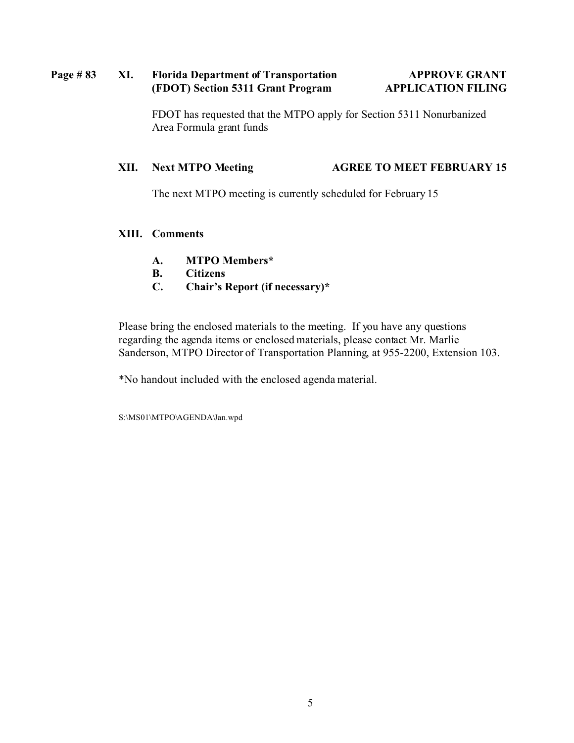**Page # 83** **XI. Florida Department of Transportation (FDOT) Section 5311 Grant Program** **APPROVE GRANT APPLICATION FILING**

FDOT has requested that the MTPO apply for Section 5311 Nonurbanized Area Formula grant funds

**XII. Next MTPO Meeting** **AGREE TO MEET FEBRUARY 15**

The next MTPO meeting is currently scheduled for February 15

**XIII. Comments**

- **A. MTPO Members***
- **B. Citizens**
- **C. Chair's Report (if necessary)***

Please bring the enclosed materials to the meeting. If you have any questions regarding the agenda items or enclosed materials, please contact Mr. Marlie Sanderson, MTPO Director of Transportation Planning, at 955-2200, Extension 103.

*No handout included with the enclosed agenda material.

S:\MS01\MTPO\AGENDA\Jan.wpd